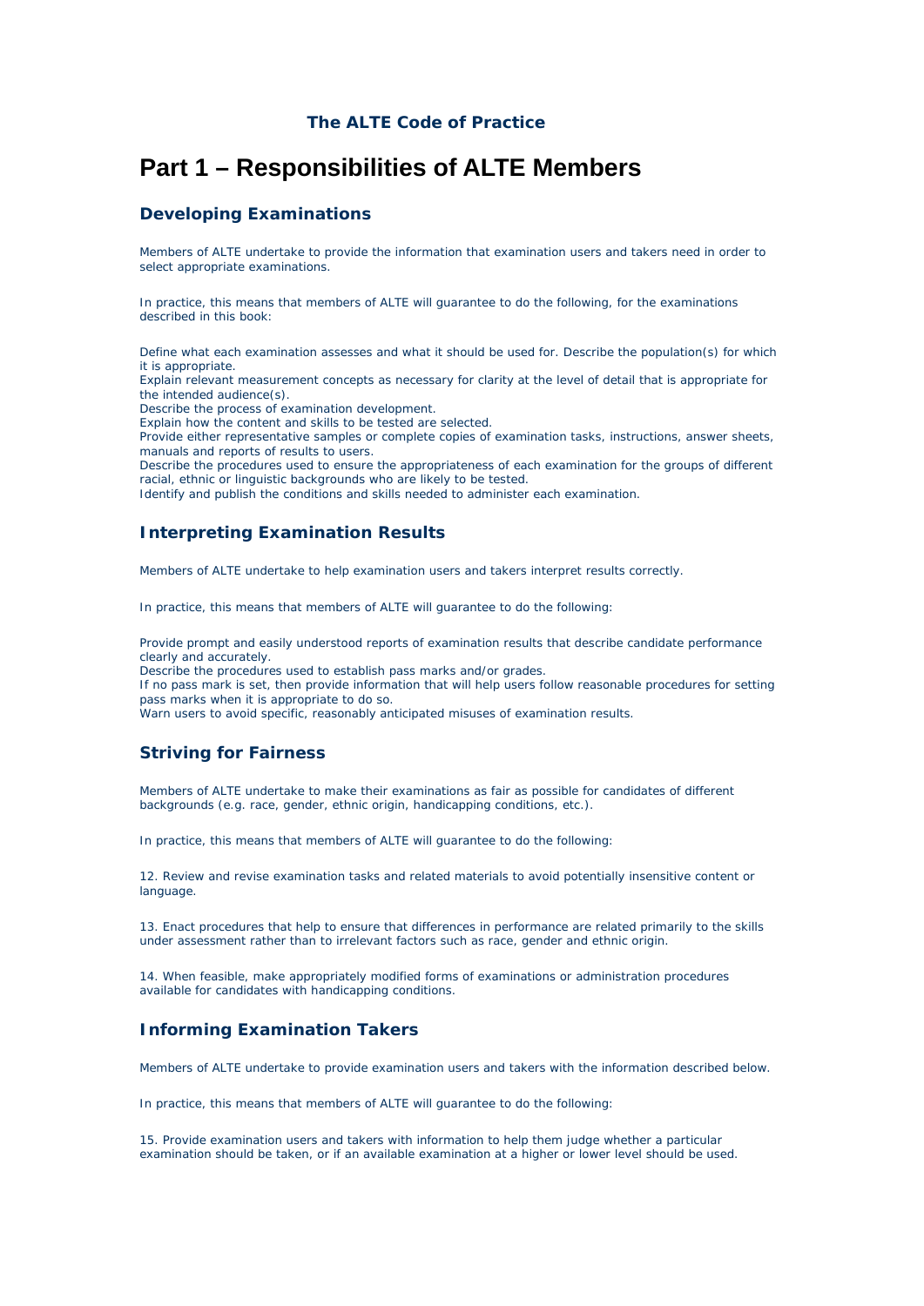### The ALTE Code of Practice

# Part 1 – Responsibilities of ALTE Members

## Developing Examinations

Members of ALTE undertake to provide the information that examination users and takers need in order to select appropriate examinations.

In practice, this means that members of ALTE will guarantee to do the following, for the examinations described in this book:

Define what each examination assesses and what it should be used for. Describe the population(s) for which it is appropriate.
Explain relevant measurement concepts as necessary for clarity at the level of detail that is appropriate for the intended audience(s).
Describe the process of examination development.
Explain how the content and skills to be tested are selected.
Provide either representative samples or complete copies of examination tasks, instructions, answer sheets, manuals and reports of results to users.
Describe the procedures used to ensure the appropriateness of each examination for the groups of different racial, ethnic or linguistic backgrounds who are likely to be tested.
Identify and publish the conditions and skills needed to administer each examination.

## Interpreting Examination Results

Members of ALTE undertake to help examination users and takers interpret results correctly.

In practice, this means that members of ALTE will guarantee to do the following:

Provide prompt and easily understood reports of examination results that describe candidate performance clearly and accurately.
Describe the procedures used to establish pass marks and/or grades.
If no pass mark is set, then provide information that will help users follow reasonable procedures for setting pass marks when it is appropriate to do so.
Warn users to avoid specific, reasonably anticipated misuses of examination results.

## Striving for Fairness

Members of ALTE undertake to make their examinations as fair as possible for candidates of different backgrounds (e.g. race, gender, ethnic origin, handicapping conditions, etc.).

In practice, this means that members of ALTE will guarantee to do the following:

12. Review and revise examination tasks and related materials to avoid potentially insensitive content or language.

13. Enact procedures that help to ensure that differences in performance are related primarily to the skills under assessment rather than to irrelevant factors such as race, gender and ethnic origin.

14. When feasible, make appropriately modified forms of examinations or administration procedures available for candidates with handicapping conditions.

## Informing Examination Takers

Members of ALTE undertake to provide examination users and takers with the information described below.

In practice, this means that members of ALTE will guarantee to do the following:

15. Provide examination users and takers with information to help them judge whether a particular examination should be taken, or if an available examination at a higher or lower level should be used.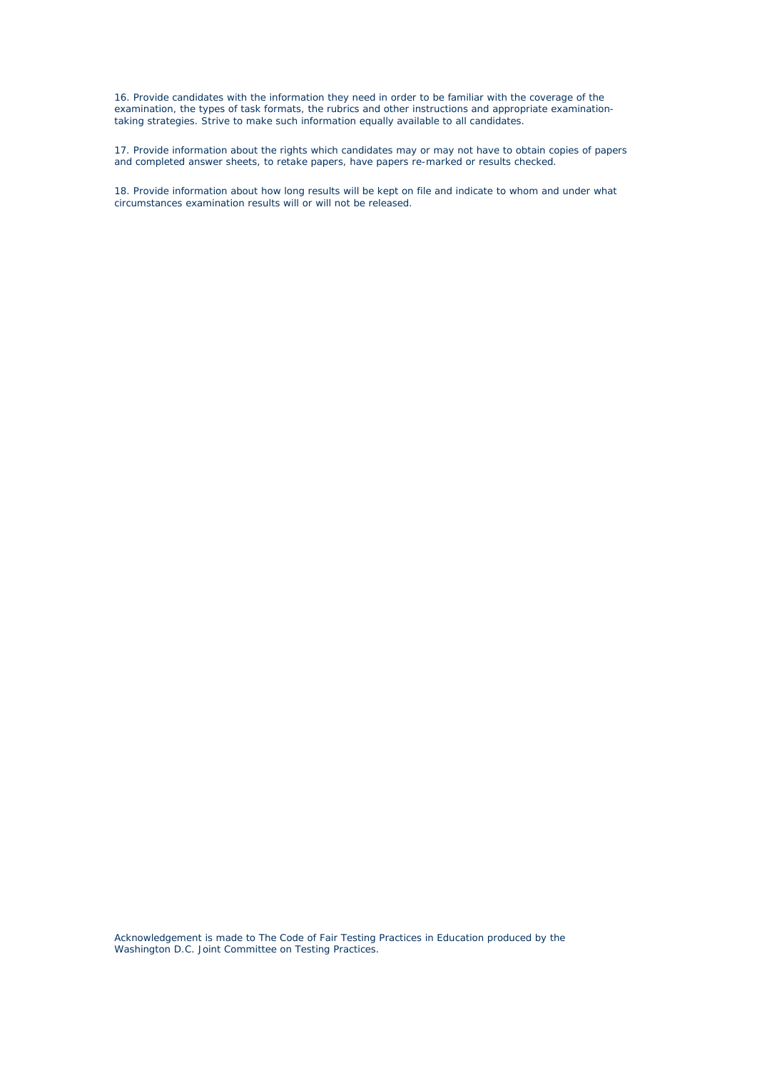16. Provide candidates with the information they need in order to be familiar with the coverage of the examination, the types of task formats, the rubrics and other instructions and appropriate examination-taking strategies. Strive to make such information equally available to all candidates.

17. Provide information about the rights which candidates may or may not have to obtain copies of papers and completed answer sheets, to retake papers, have papers re-marked or results checked.

18. Provide information about how long results will be kept on file and indicate to whom and under what circumstances examination results will or will not be released.

Acknowledgement is made to The Code of Fair Testing Practices in Education produced by the Washington D.C. Joint Committee on Testing Practices.